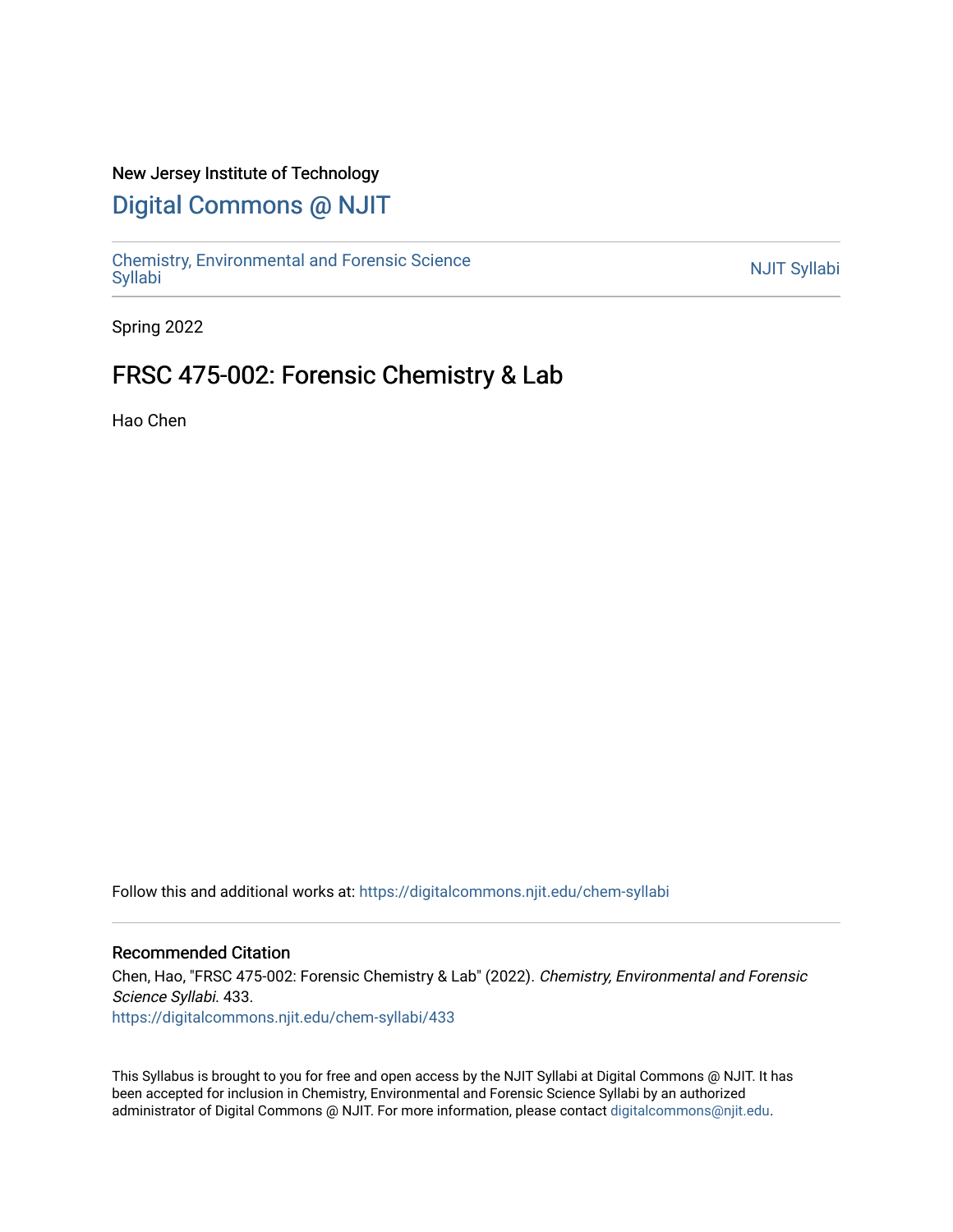New Jersey Institute of Technology

# Digital Commons @ NJIT

Chemistry, Environmental and Forensic Science Syllabi

NJIT Syllabi

Spring 2022

## FRSC 475-002: Forensic Chemistry & Lab

Hao Chen

Follow this and additional works at: https://digitalcommons.njit.edu/chem-syllabi

### Recommended Citation

Chen, Hao, "FRSC 475-002: Forensic Chemistry & Lab" (2022). *Chemistry, Environmental and Forensic Science Syllabi*. 433.
https://digitalcommons.njit.edu/chem-syllabi/433

This Syllabus is brought to you for free and open access by the NJIT Syllabi at Digital Commons @ NJIT. It has been accepted for inclusion in Chemistry, Environmental and Forensic Science Syllabi by an authorized administrator of Digital Commons @ NJIT. For more information, please contact digitalcommons@njit.edu.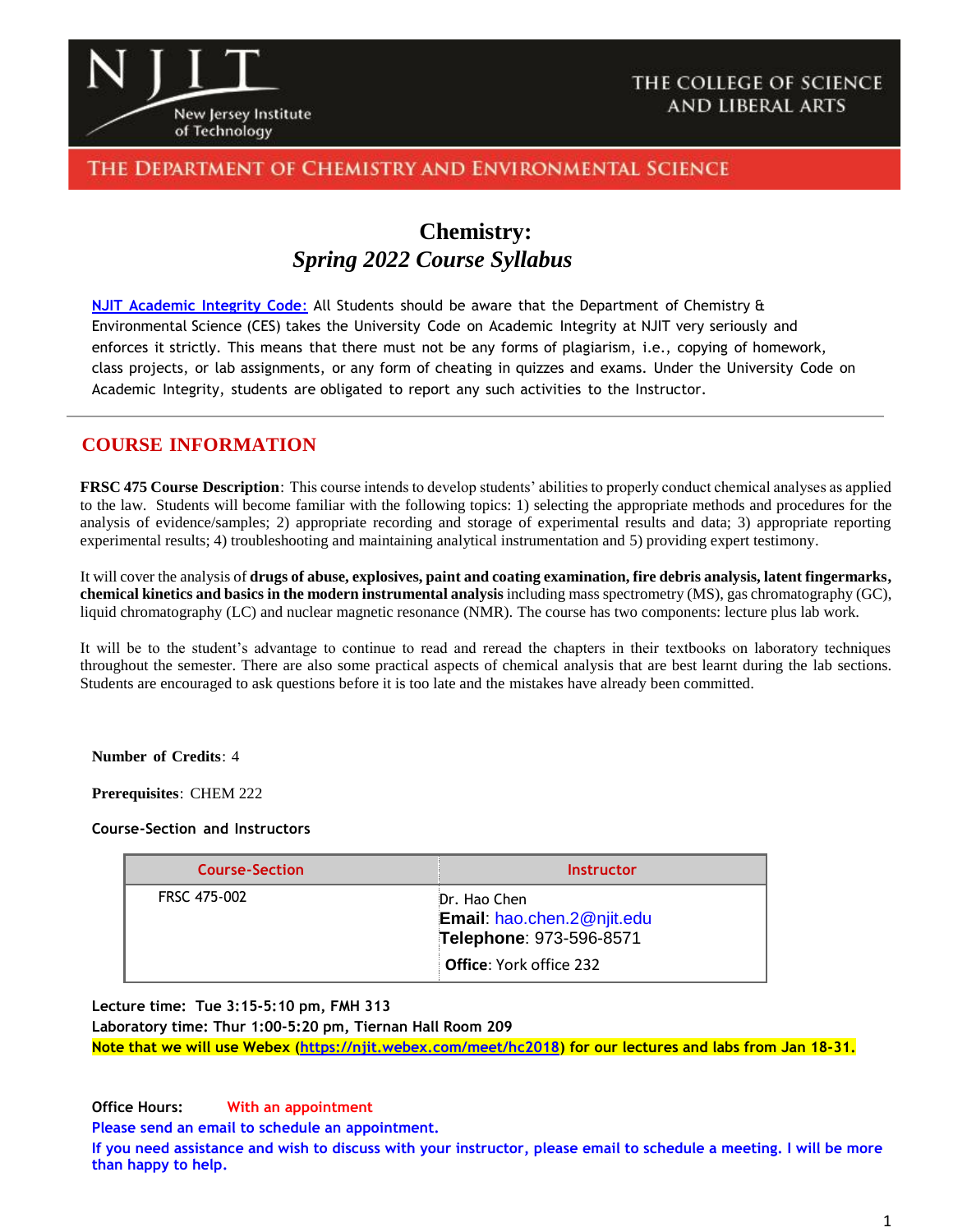NJIT New Jersey Institute of Technology

THE COLLEGE OF SCIENCE AND LIBERAL ARTS

THE DEPARTMENT OF CHEMISTRY AND ENVIRONMENTAL SCIENCE

# Chemistry:
## *Spring 2022 Course Syllabus*

NJIT Academic Integrity Code: All Students should be aware that the Department of Chemistry & Environmental Science (CES) takes the University Code on Academic Integrity at NJIT very seriously and enforces it strictly. This means that there must not be any forms of plagiarism, i.e., copying of homework, class projects, or lab assignments, or any form of cheating in quizzes and exams. Under the University Code on Academic Integrity, students are obligated to report any such activities to the Instructor.

---

## COURSE INFORMATION

**FRSC 475 Course Description**: This course intends to develop students' abilities to properly conduct chemical analyses as applied to the law. Students will become familiar with the following topics: 1) selecting the appropriate methods and procedures for the analysis of evidence/samples; 2) appropriate recording and storage of experimental results and data; 3) appropriate reporting experimental results; 4) troubleshooting and maintaining analytical instrumentation and 5) providing expert testimony.

It will cover the analysis of **drugs of abuse, explosives, paint and coating examination, fire debris analysis, latent fingermarks, chemical kinetics and basics in the modern instrumental analysis** including mass spectrometry (MS), gas chromatography (GC), liquid chromatography (LC) and nuclear magnetic resonance (NMR). The course has two components: lecture plus lab work.

It will be to the student's advantage to continue to read and reread the chapters in their textbooks on laboratory techniques throughout the semester. There are also some practical aspects of chemical analysis that are best learnt during the lab sections. Students are encouraged to ask questions before it is too late and the mistakes have already been committed.

**Number of Credits**: 4

**Prerequisites**: CHEM 222

**Course-Section and Instructors**

| Course-Section | Instructor |
| --- | --- |
| FRSC 475-002 | Dr. Hao Chen<br>**Email**: hao.chen.2@njit.edu<br>**Telephone**: 973-596-8571<br>**Office**: York office 232 |

**Lecture time: Tue 3:15-5:10 pm, FMH 313**
**Laboratory time: Thur 1:00-5:20 pm, Tiernan Hall Room 209**
**Note that we will use Webex (https://njit.webex.com/meet/hc2018) for our lectures and labs from Jan 18-31.**

**Office Hours:** **With an appointment**
**Please send an email to schedule an appointment.**
**If you need assistance and wish to discuss with your instructor, please email to schedule a meeting. I will be more than happy to help.**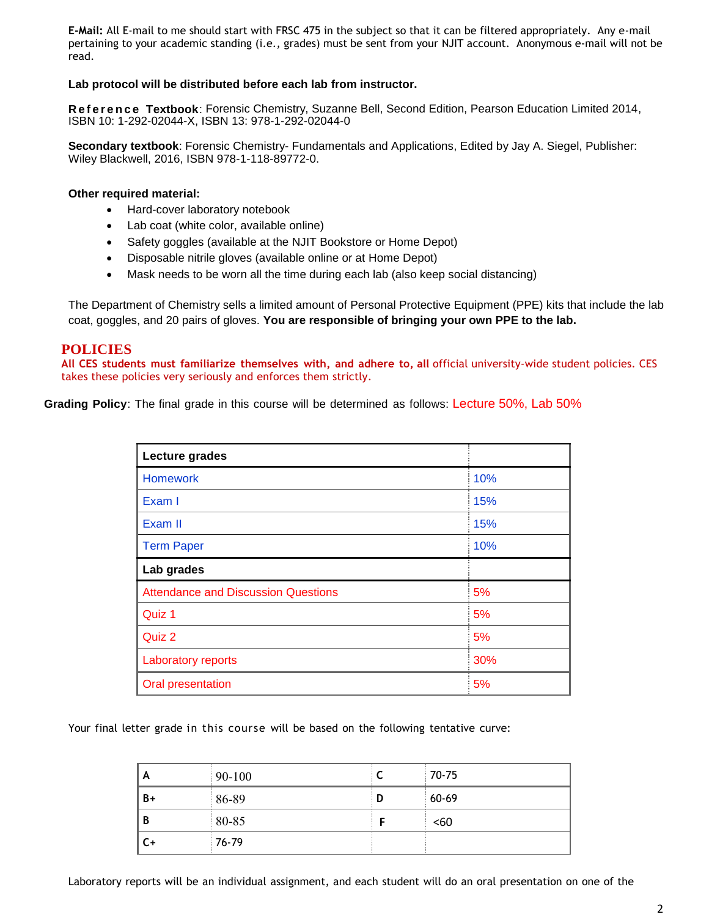**E-Mail:** All E-mail to me should start with FRSC 475 in the subject so that it can be filtered appropriately. Any e-mail pertaining to your academic standing (i.e., grades) must be sent from your NJIT account. Anonymous e-mail will not be read.

**Lab protocol will be distributed before each lab from instructor.**

**Reference Textbook**: Forensic Chemistry, Suzanne Bell, Second Edition, Pearson Education Limited 2014, ISBN 10: 1-292-02044-X, ISBN 13: 978-1-292-02044-0

**Secondary textbook**: Forensic Chemistry- Fundamentals and Applications, Edited by Jay A. Siegel, Publisher: Wiley Blackwell, 2016, ISBN 978-1-118-89772-0.

**Other required material:**

- Hard-cover laboratory notebook
- Lab coat (white color, available online)
- Safety goggles (available at the NJIT Bookstore or Home Depot)
- Disposable nitrile gloves (available online or at Home Depot)
- Mask needs to be worn all the time during each lab (also keep social distancing)

The Department of Chemistry sells a limited amount of Personal Protective Equipment (PPE) kits that include the lab coat, goggles, and 20 pairs of gloves. **You are responsible of bringing your own PPE to the lab.**

## POLICIES

**All CES students must familiarize themselves with, and adhere to, all** official university-wide student policies. CES takes these policies very seriously and enforces them strictly.

**Grading Policy**: The final grade in this course will be determined as follows: Lecture 50%, Lab 50%

| **Lecture grades** | |
|---|---|
| Homework | 10% |
| Exam I | 15% |
| Exam II | 15% |
| Term Paper | 10% |
| **Lab grades** | |
| Attendance and Discussion Questions | 5% |
| Quiz 1 | 5% |
| Quiz 2 | 5% |
| Laboratory reports | 30% |
| Oral presentation | 5% |

Your final letter grade in this course will be based on the following tentative curve:

| | | | |
|---|---|---|---|
| **A** | 90-100 | **C** | 70-75 |
| **B+** | 86-89 | **D** | 60-69 |
| **B** | 80-85 | **F** | <60 |
| **C+** | 76-79 | | |

Laboratory reports will be an individual assignment, and each student will do an oral presentation on one of the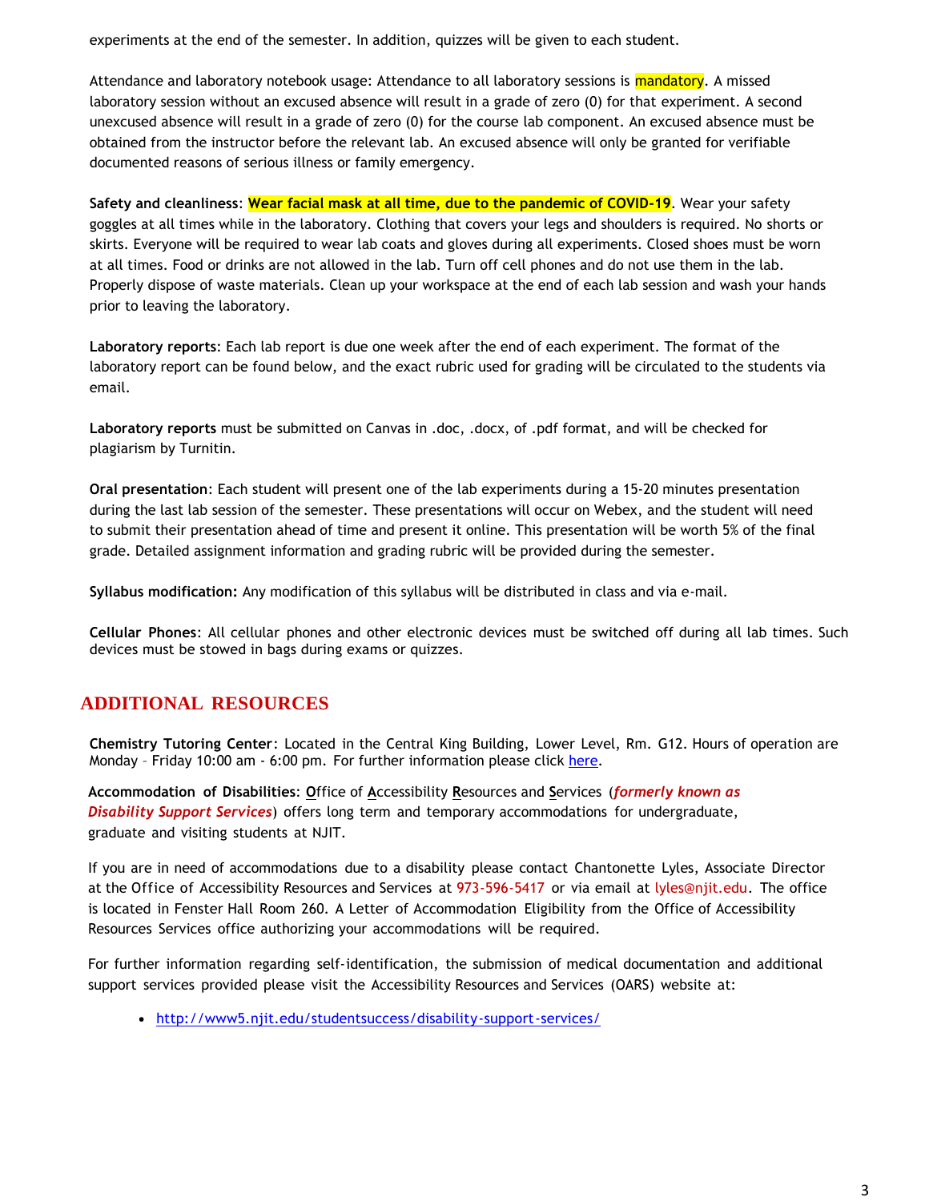experiments at the end of the semester. In addition, quizzes will be given to each student.

Attendance and laboratory notebook usage: Attendance to all laboratory sessions is mandatory. A missed laboratory session without an excused absence will result in a grade of zero (0) for that experiment. A second unexcused absence will result in a grade of zero (0) for the course lab component. An excused absence must be obtained from the instructor before the relevant lab. An excused absence will only be granted for verifiable documented reasons of serious illness or family emergency.

**Safety and cleanliness**: **Wear facial mask at all time, due to the pandemic of COVID-19**. Wear your safety goggles at all times while in the laboratory. Clothing that covers your legs and shoulders is required. No shorts or skirts. Everyone will be required to wear lab coats and gloves during all experiments. Closed shoes must be worn at all times. Food or drinks are not allowed in the lab. Turn off cell phones and do not use them in the lab. Properly dispose of waste materials. Clean up your workspace at the end of each lab session and wash your hands prior to leaving the laboratory.

**Laboratory reports**: Each lab report is due one week after the end of each experiment. The format of the laboratory report can be found below, and the exact rubric used for grading will be circulated to the students via email.

**Laboratory reports** must be submitted on Canvas in .doc, .docx, of .pdf format, and will be checked for plagiarism by Turnitin.

**Oral presentation**: Each student will present one of the lab experiments during a 15-20 minutes presentation during the last lab session of the semester. These presentations will occur on Webex, and the student will need to submit their presentation ahead of time and present it online. This presentation will be worth 5% of the final grade. Detailed assignment information and grading rubric will be provided during the semester.

**Syllabus modification:** Any modification of this syllabus will be distributed in class and via e-mail.

**Cellular Phones**: All cellular phones and other electronic devices must be switched off during all lab times. Such devices must be stowed in bags during exams or quizzes.

## ADDITIONAL RESOURCES

**Chemistry Tutoring Center**: Located in the Central King Building, Lower Level, Rm. G12. Hours of operation are Monday – Friday 10:00 am - 6:00 pm. For further information please click [here]().

**Accommodation of Disabilities**: Office of Accessibility Resources and Services (***formerly known as Disability Support Services***) offers long term and temporary accommodations for undergraduate, graduate and visiting students at NJIT.

If you are in need of accommodations due to a disability please contact Chantonette Lyles, Associate Director at the Office of Accessibility Resources and Services at 973-596-5417 or via email at lyles@njit.edu. The office is located in Fenster Hall Room 260. A Letter of Accommodation Eligibility from the Office of Accessibility Resources Services office authorizing your accommodations will be required.

For further information regarding self-identification, the submission of medical documentation and additional support services provided please visit the Accessibility Resources and Services (OARS) website at:

- http://www5.njit.edu/studentsuccess/disability-support-services/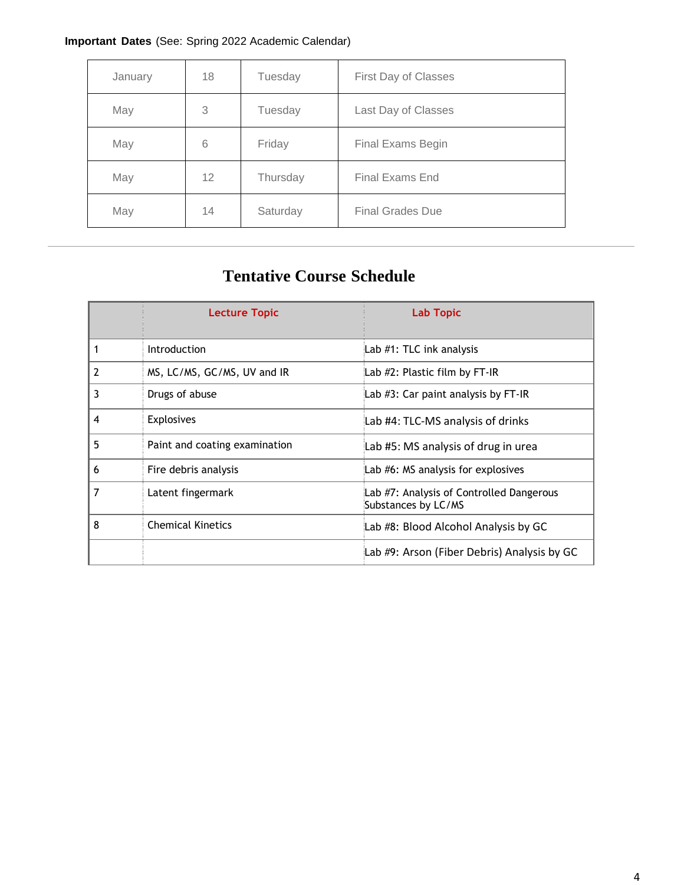**Important Dates** (See: Spring 2022 Academic Calendar)

| | | | |
|---|---|---|---|
| January | 18 | Tuesday | First Day of Classes |
| May | 3 | Tuesday | Last Day of Classes |
| May | 6 | Friday | Final Exams Begin |
| May | 12 | Thursday | Final Exams End |
| May | 14 | Saturday | Final Grades Due |

---

# Tentative Course Schedule

| | Lecture Topic | Lab Topic |
|---|---|---|
| 1 | Introduction | Lab #1: TLC ink analysis |
| 2 | MS, LC/MS, GC/MS, UV and IR | Lab #2: Plastic film by FT-IR |
| 3 | Drugs of abuse | Lab #3: Car paint analysis by FT-IR |
| 4 | Explosives | Lab #4: TLC-MS analysis of drinks |
| 5 | Paint and coating examination | Lab #5: MS analysis of drug in urea |
| 6 | Fire debris analysis | Lab #6: MS analysis for explosives |
| 7 | Latent fingermark | Lab #7: Analysis of Controlled Dangerous Substances by LC/MS |
| 8 | Chemical Kinetics | Lab #8: Blood Alcohol Analysis by GC |
| | | Lab #9: Arson (Fiber Debris) Analysis by GC |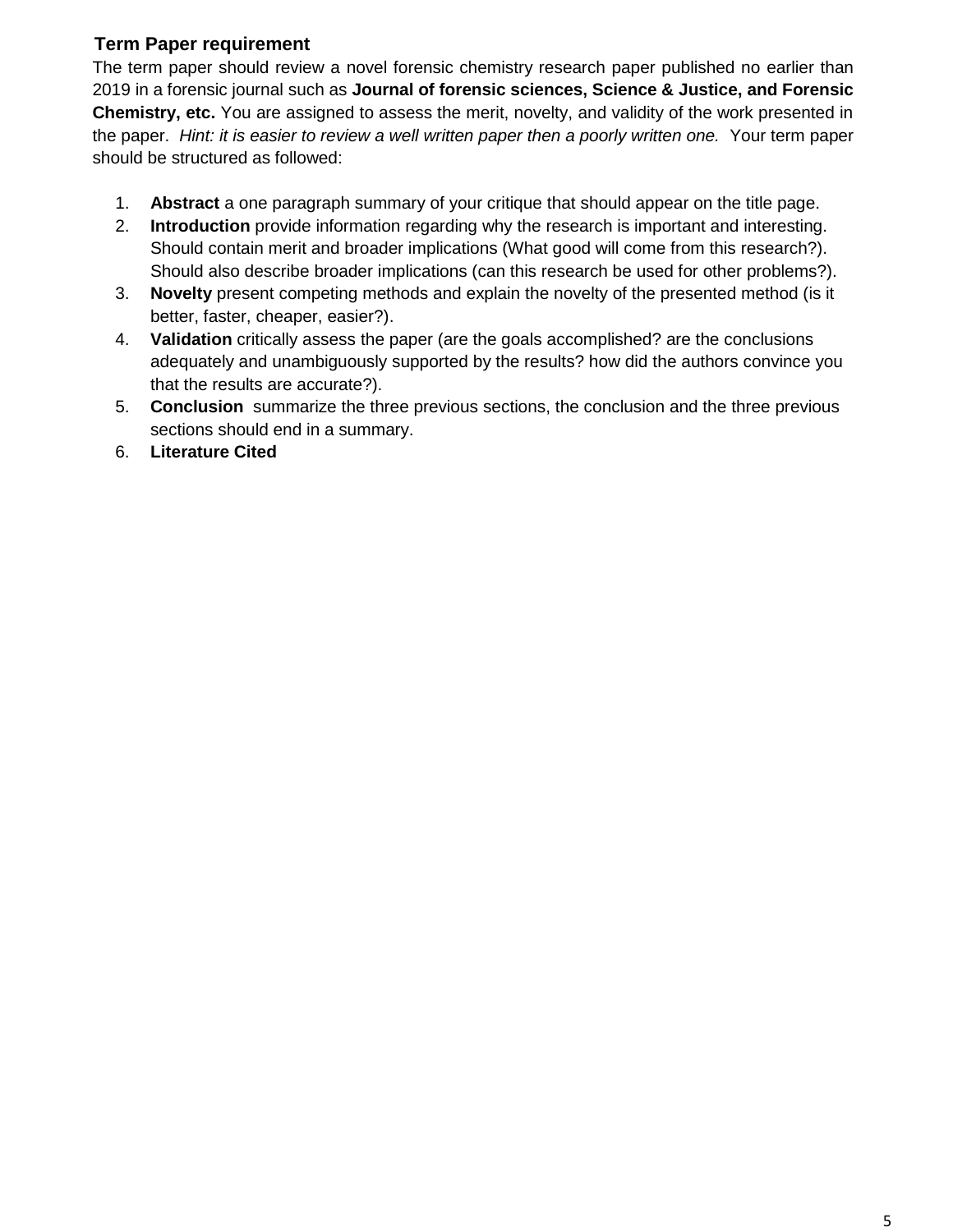## Term Paper requirement

The term paper should review a novel forensic chemistry research paper published no earlier than 2019 in a forensic journal such as **Journal of forensic sciences, Science & Justice, and Forensic Chemistry, etc.** You are assigned to assess the merit, novelty, and validity of the work presented in the paper. *Hint: it is easier to review a well written paper then a poorly written one.* Your term paper should be structured as followed:

1. **Abstract** a one paragraph summary of your critique that should appear on the title page.
2. **Introduction** provide information regarding why the research is important and interesting. Should contain merit and broader implications (What good will come from this research?). Should also describe broader implications (can this research be used for other problems?).
3. **Novelty** present competing methods and explain the novelty of the presented method (is it better, faster, cheaper, easier?).
4. **Validation** critically assess the paper (are the goals accomplished? are the conclusions adequately and unambiguously supported by the results? how did the authors convince you that the results are accurate?).
5. **Conclusion** summarize the three previous sections, the conclusion and the three previous sections should end in a summary.
6. **Literature Cited**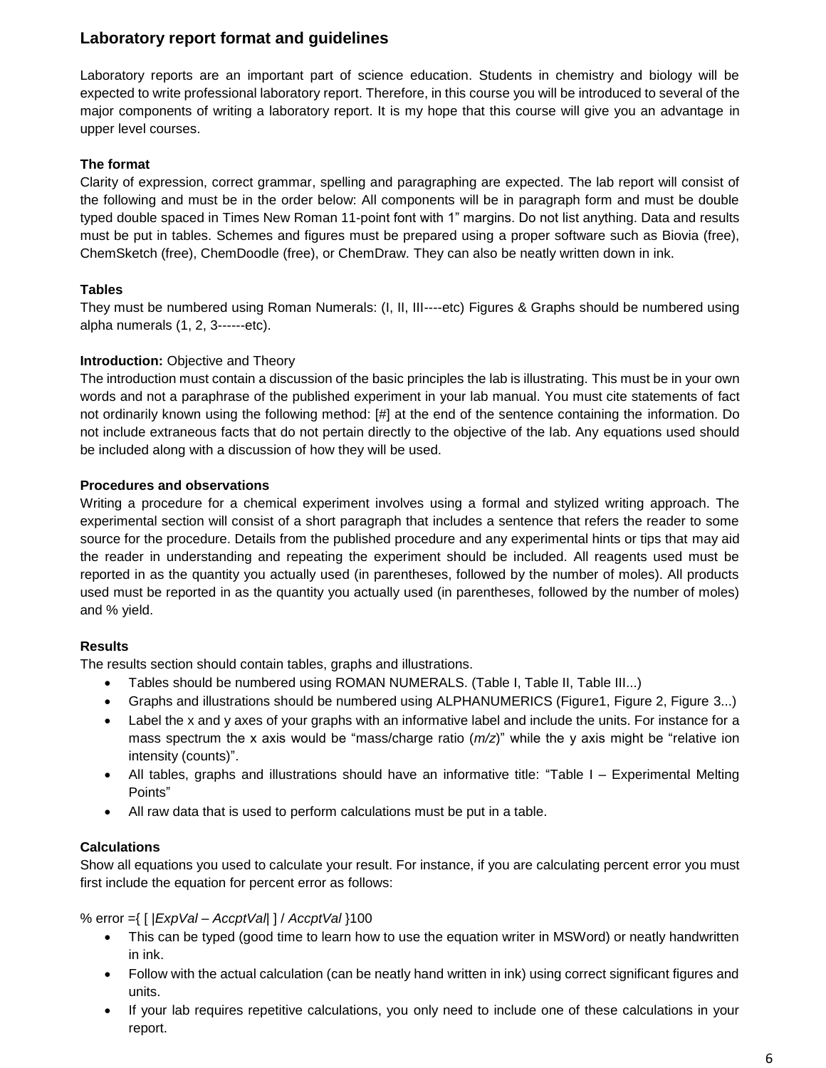## Laboratory report format and guidelines

Laboratory reports are an important part of science education. Students in chemistry and biology will be expected to write professional laboratory report. Therefore, in this course you will be introduced to several of the major components of writing a laboratory report. It is my hope that this course will give you an advantage in upper level courses.

**The format**

Clarity of expression, correct grammar, spelling and paragraphing are expected. The lab report will consist of the following and must be in the order below: All components will be in paragraph form and must be double typed double spaced in Times New Roman 11-point font with 1" margins. Do not list anything. Data and results must be put in tables. Schemes and figures must be prepared using a proper software such as Biovia (free), ChemSketch (free), ChemDoodle (free), or ChemDraw. They can also be neatly written down in ink.

**Tables**

They must be numbered using Roman Numerals: (I, II, III----etc) Figures & Graphs should be numbered using alpha numerals (1, 2, 3------etc).

**Introduction:** Objective and Theory

The introduction must contain a discussion of the basic principles the lab is illustrating. This must be in your own words and not a paraphrase of the published experiment in your lab manual. You must cite statements of fact not ordinarily known using the following method: [#] at the end of the sentence containing the information. Do not include extraneous facts that do not pertain directly to the objective of the lab. Any equations used should be included along with a discussion of how they will be used.

**Procedures and observations**

Writing a procedure for a chemical experiment involves using a formal and stylized writing approach. The experimental section will consist of a short paragraph that includes a sentence that refers the reader to some source for the procedure. Details from the published procedure and any experimental hints or tips that may aid the reader in understanding and repeating the experiment should be included. All reagents used must be reported in as the quantity you actually used (in parentheses, followed by the number of moles). All products used must be reported in as the quantity you actually used (in parentheses, followed by the number of moles) and % yield.

**Results**

The results section should contain tables, graphs and illustrations.

- Tables should be numbered using ROMAN NUMERALS. (Table I, Table II, Table III...)
- Graphs and illustrations should be numbered using ALPHANUMERICS (Figure1, Figure 2, Figure 3...)
- Label the x and y axes of your graphs with an informative label and include the units. For instance for a mass spectrum the x axis would be "mass/charge ratio (*m/z*)" while the y axis might be "relative ion intensity (counts)".
- All tables, graphs and illustrations should have an informative title: "Table I – Experimental Melting Points"
- All raw data that is used to perform calculations must be put in a table.

**Calculations**

Show all equations you used to calculate your result. For instance, if you are calculating percent error you must first include the equation for percent error as follows:

$$\% \text{ error} = \{ [ |ExpVal - AccptVal| ] / AccptVal \} 100$$

- This can be typed (good time to learn how to use the equation writer in MSWord) or neatly handwritten in ink.
- Follow with the actual calculation (can be neatly hand written in ink) using correct significant figures and units.
- If your lab requires repetitive calculations, you only need to include one of these calculations in your report.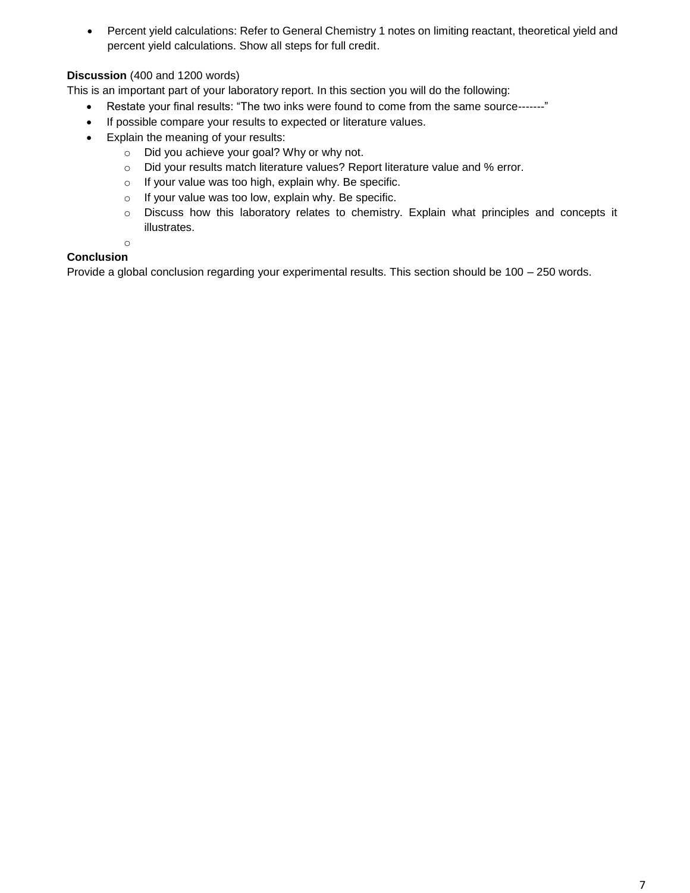- Percent yield calculations: Refer to General Chemistry 1 notes on limiting reactant, theoretical yield and percent yield calculations. Show all steps for full credit.

**Discussion** (400 and 1200 words)
This is an important part of your laboratory report. In this section you will do the following:

- Restate your final results: "The two inks were found to come from the same source-------"
- If possible compare your results to expected or literature values.
- Explain the meaning of your results:
  - Did you achieve your goal? Why or why not.
  - Did your results match literature values? Report literature value and % error.
  - If your value was too high, explain why. Be specific.
  - If your value was too low, explain why. Be specific.
  - Discuss how this laboratory relates to chemistry. Explain what principles and concepts it illustrates.

**Conclusion**
Provide a global conclusion regarding your experimental results. This section should be 100 – 250 words.